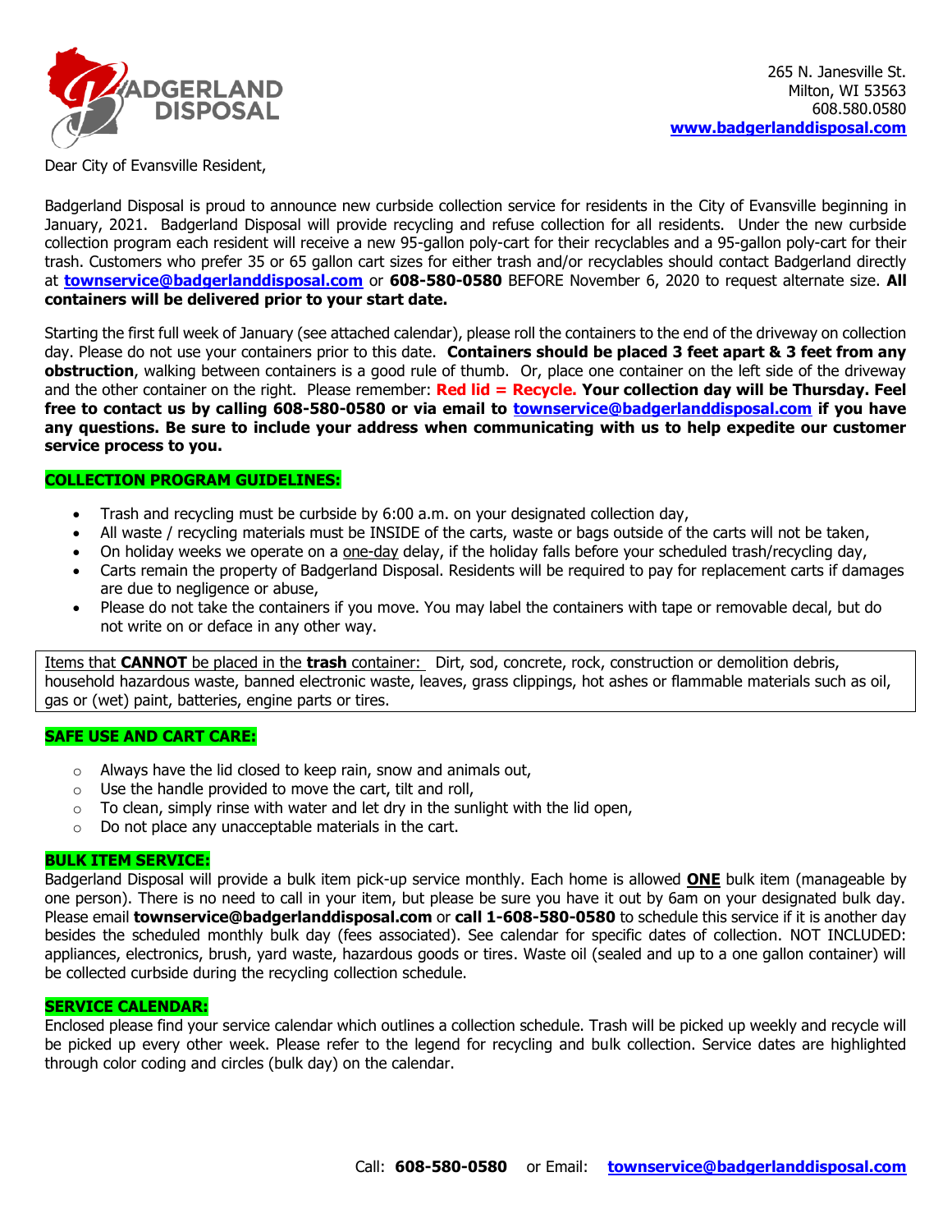BADGERLAND DISPOSAL

265 N. Janesville St.
Milton, WI 53563
608.580.0580
www.badgerlanddisposal.com

Dear City of Evansville Resident,

Badgerland Disposal is proud to announce new curbside collection service for residents in the City of Evansville beginning in January, 2021. Badgerland Disposal will provide recycling and refuse collection for all residents. Under the new curbside collection program each resident will receive a new 95-gallon poly-cart for their recyclables and a 95-gallon poly-cart for their trash. Customers who prefer 35 or 65 gallon cart sizes for either trash and/or recyclables should contact Badgerland directly at **townservice@badgerlanddisposal.com** or **608-580-0580** BEFORE November 6, 2020 to request alternate size. **All containers will be delivered prior to your start date.**

Starting the first full week of January (see attached calendar), please roll the containers to the end of the driveway on collection day. Please do not use your containers prior to this date. **Containers should be placed 3 feet apart & 3 feet from any obstruction**, walking between containers is a good rule of thumb. Or, place one container on the left side of the driveway and the other container on the right. Please remember: **Red lid = Recycle. Your collection day will be Thursday. Feel free to contact us by calling 608-580-0580 or via email to townservice@badgerlanddisposal.com if you have any questions. Be sure to include your address when communicating with us to help expedite our customer service process to you.**

## COLLECTION PROGRAM GUIDELINES:

- Trash and recycling must be curbside by 6:00 a.m. on your designated collection day,
- All waste / recycling materials must be INSIDE of the carts, waste or bags outside of the carts will not be taken,
- On holiday weeks we operate on a one-day delay, if the holiday falls before your scheduled trash/recycling day,
- Carts remain the property of Badgerland Disposal. Residents will be required to pay for replacement carts if damages are due to negligence or abuse,
- Please do not take the containers if you move. You may label the containers with tape or removable decal, but do not write on or deface in any other way.

Items that **CANNOT** be placed in the **trash** container: Dirt, sod, concrete, rock, construction or demolition debris, household hazardous waste, banned electronic waste, leaves, grass clippings, hot ashes or flammable materials such as oil, gas or (wet) paint, batteries, engine parts or tires.

## SAFE USE AND CART CARE:

- Always have the lid closed to keep rain, snow and animals out,
- Use the handle provided to move the cart, tilt and roll,
- To clean, simply rinse with water and let dry in the sunlight with the lid open,
- Do not place any unacceptable materials in the cart.

## BULK ITEM SERVICE:

Badgerland Disposal will provide a bulk item pick-up service monthly. Each home is allowed **ONE** bulk item (manageable by one person). There is no need to call in your item, but please be sure you have it out by 6am on your designated bulk day. Please email **townservice@badgerlanddisposal.com** or **call 1-608-580-0580** to schedule this service if it is another day besides the scheduled monthly bulk day (fees associated). See calendar for specific dates of collection. NOT INCLUDED: appliances, electronics, brush, yard waste, hazardous goods or tires. Waste oil (sealed and up to a one gallon container) will be collected curbside during the recycling collection schedule.

## SERVICE CALENDAR:

Enclosed please find your service calendar which outlines a collection schedule. Trash will be picked up weekly and recycle will be picked up every other week. Please refer to the legend for recycling and bulk collection. Service dates are highlighted through color coding and circles (bulk day) on the calendar.

Call: **608-580-0580** or Email: **townservice@badgerlanddisposal.com**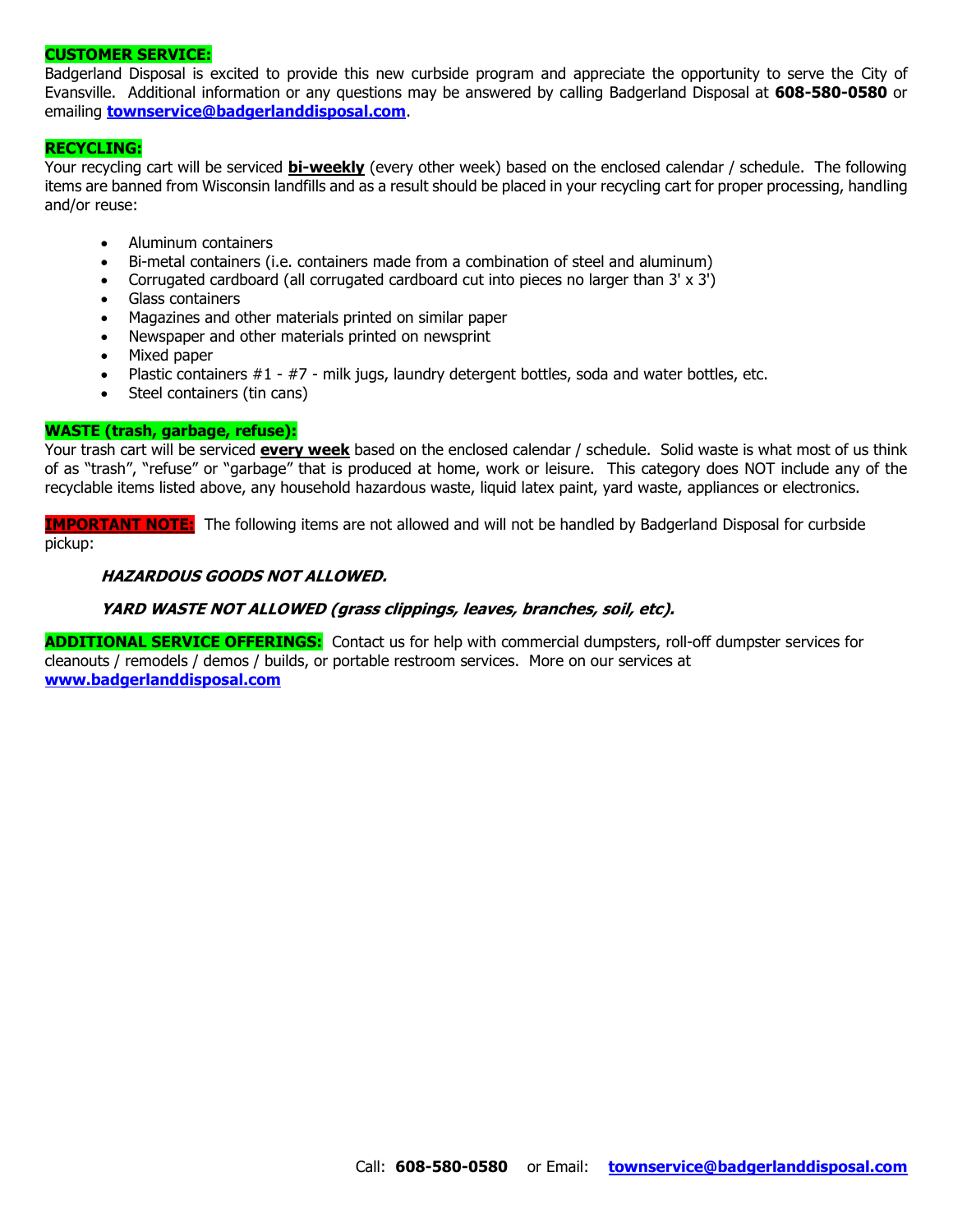**CUSTOMER SERVICE:**

Badgerland Disposal is excited to provide this new curbside program and appreciate the opportunity to serve the City of Evansville. Additional information or any questions may be answered by calling Badgerland Disposal at **608-580-0580** or emailing **townservice@badgerlanddisposal.com**.

**RECYCLING:**

Your recycling cart will be serviced **bi-weekly** (every other week) based on the enclosed calendar / schedule. The following items are banned from Wisconsin landfills and as a result should be placed in your recycling cart for proper processing, handling and/or reuse:

- Aluminum containers
- Bi-metal containers (i.e. containers made from a combination of steel and aluminum)
- Corrugated cardboard (all corrugated cardboard cut into pieces no larger than 3' x 3')
- Glass containers
- Magazines and other materials printed on similar paper
- Newspaper and other materials printed on newsprint
- Mixed paper
- Plastic containers #1 - #7 - milk jugs, laundry detergent bottles, soda and water bottles, etc.
- Steel containers (tin cans)

**WASTE (trash, garbage, refuse):**

Your trash cart will be serviced **every week** based on the enclosed calendar / schedule. Solid waste is what most of us think of as "trash", "refuse" or "garbage" that is produced at home, work or leisure. This category does NOT include any of the recyclable items listed above, any household hazardous waste, liquid latex paint, yard waste, appliances or electronics.

**IMPORTANT NOTE:** The following items are not allowed and will not be handled by Badgerland Disposal for curbside pickup:

***HAZARDOUS GOODS NOT ALLOWED.***

***YARD WASTE NOT ALLOWED (grass clippings, leaves, branches, soil, etc).***

**ADDITIONAL SERVICE OFFERINGS:** Contact us for help with commercial dumpsters, roll-off dumpster services for cleanouts / remodels / demos / builds, or portable restroom services. More on our services at **www.badgerlanddisposal.com**

Call: **608-580-0580** or Email: **townservice@badgerlanddisposal.com**